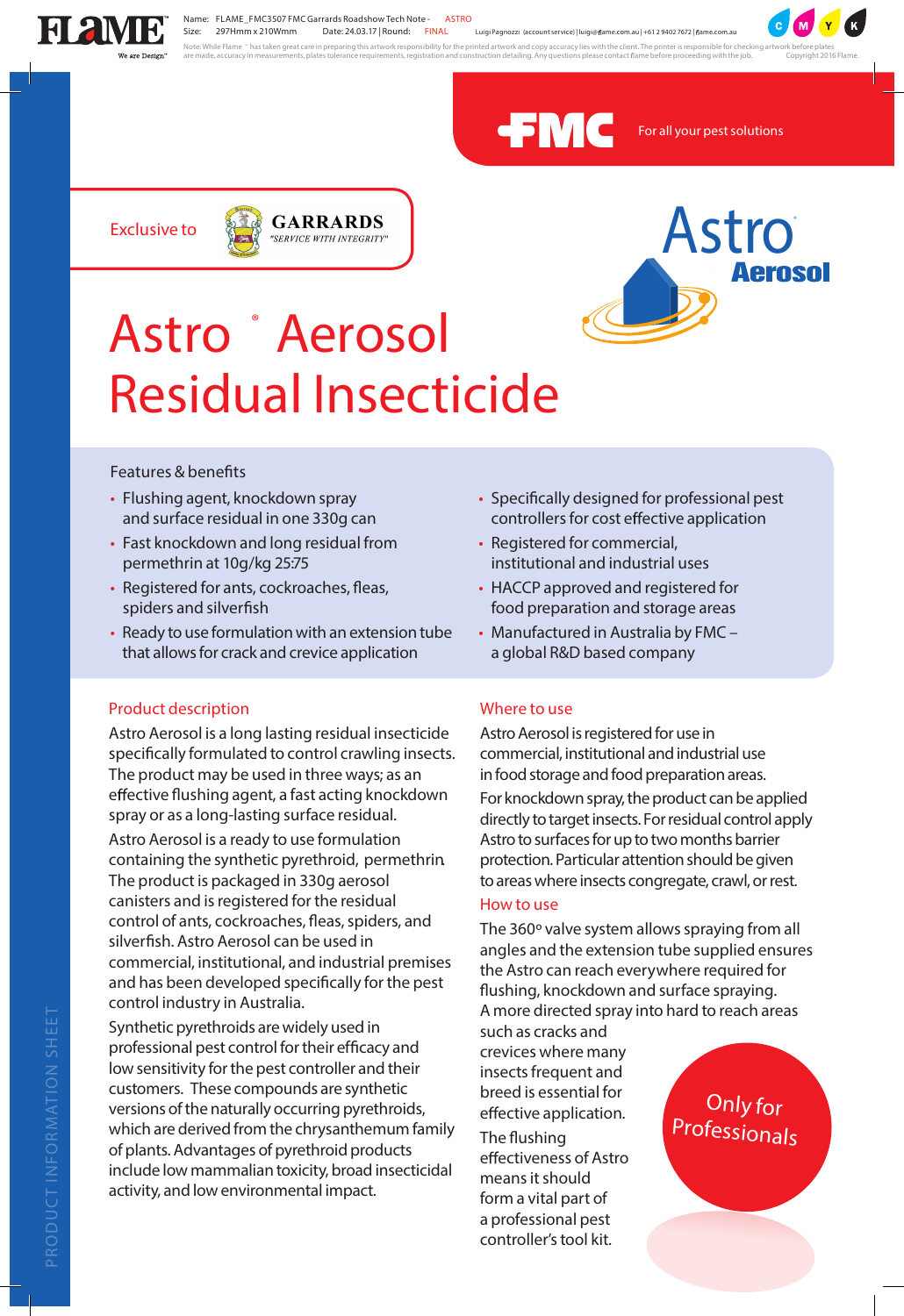FMC For all your pest solutions

Exclusive to GARRARDS "SERVICE WITH INTEGRITY"

Astro Aerosol

# Astro® Aerosol Residual Insecticide

## Features & benefits

- Flushing agent, knockdown spray and surface residual in one 330g can
- Fast knockdown and long residual from permethrin at 10g/kg 25:75
- Registered for ants, cockroaches, fleas, spiders and silverfish
- Ready to use formulation with an extension tube that allows for crack and crevice application
- Specifically designed for professional pest controllers for cost effective application
- Registered for commercial, institutional and industrial uses
- HACCP approved and registered for food preparation and storage areas
- Manufactured in Australia by FMC – a global R&D based company

## Product description

Astro Aerosol is a long lasting residual insecticide specifically formulated to control crawling insects. The product may be used in three ways; as an effective flushing agent, a fast acting knockdown spray or as a long-lasting surface residual.

Astro Aerosol is a ready to use formulation containing the synthetic pyrethroid, permethrin. The product is packaged in 330g aerosol canisters and is registered for the residual control of ants, cockroaches, fleas, spiders, and silverfish. Astro Aerosol can be used in commercial, institutional, and industrial premises and has been developed specifically for the pest control industry in Australia.

Synthetic pyrethroids are widely used in professional pest control for their efficacy and low sensitivity for the pest controller and their customers. These compounds are synthetic versions of the naturally occurring pyrethroids, which are derived from the chrysanthemum family of plants. Advantages of pyrethroid products include low mammalian toxicity, broad insecticidal activity, and low environmental impact.

## Where to use

Astro Aerosol is registered for use in commercial, institutional and industrial use in food storage and food preparation areas.

For knockdown spray, the product can be applied directly to target insects. For residual control apply Astro to surfaces for up to two months barrier protection. Particular attention should be given to areas where insects congregate, crawl, or rest.

## How to use

The 360º valve system allows spraying from all angles and the extension tube supplied ensures the Astro can reach everywhere required for flushing, knockdown and surface spraying.

A more directed spray into hard to reach areas such as cracks and crevices where many insects frequent and breed is essential for effective application.

The flushing effectiveness of Astro means it should form a vital part of a professional pest controller's tool kit.

Only for Professionals

PRODUCT INFORMATION SHEET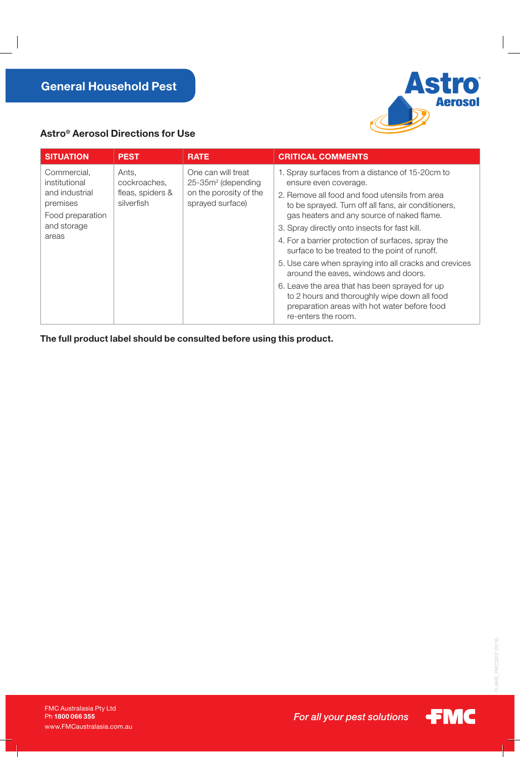## General Household Pest

Astro® Aerosol

### Astro® Aerosol Directions for Use

| SITUATION | PEST | RATE | CRITICAL COMMENTS |
|---|---|---|---|
| Commercial, institutional and industrial premises<br>Food preparation and storage areas | Ants, cockroaches, fleas, spiders & silverfish | One can will treat 25-35m$^2$ (depending on the porosity of the sprayed surface) | 1. Spray surfaces from a distance of 15-20cm to ensure even coverage.<br>2. Remove all food and food utensils from area to be sprayed. Turn off all fans, air conditioners, gas heaters and any source of naked flame.<br>3. Spray directly onto insects for fast kill.<br>4. For a barrier protection of surfaces, spray the surface to be treated to the point of runoff.<br>5. Use care when spraying into all cracks and crevices around the eaves, windows and doors.<br>6. Leave the area that has been sprayed for up to 2 hours and thoroughly wipe down all food preparation areas with hot water before food re-enters the room. |

**The full product label should be consulted before using this product.**

FMC Australasia Pty Ltd
Ph **1800 066 355**
www.FMCaustralasia.com.au

*For all your pest solutions*

FMC